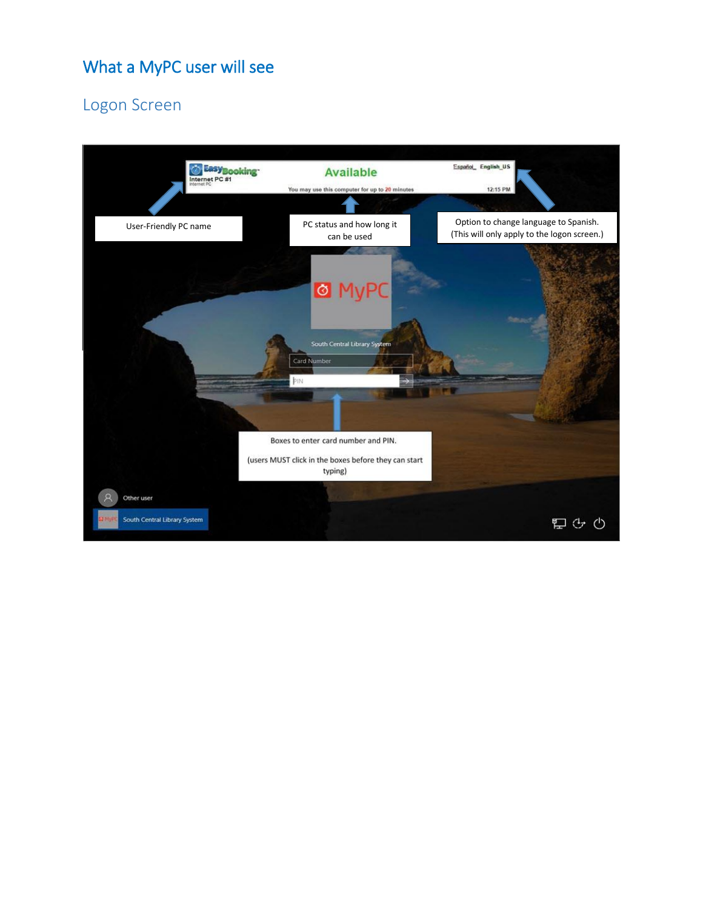# What a MyPC user will see

## Logon Screen

EasyBooking
Internet PC #1
Internet PC

Available

You may use this computer for up to 20 minutes

Español English_US

12:15 PM

User-Friendly PC name

PC status and how long it can be used

Option to change language to Spanish. (This will only apply to the logon screen.)

MyPC

South Central Library System

Card Number

PIN

Boxes to enter card number and PIN.

(users MUST click in the boxes before they can start typing)

Other user

South Central Library System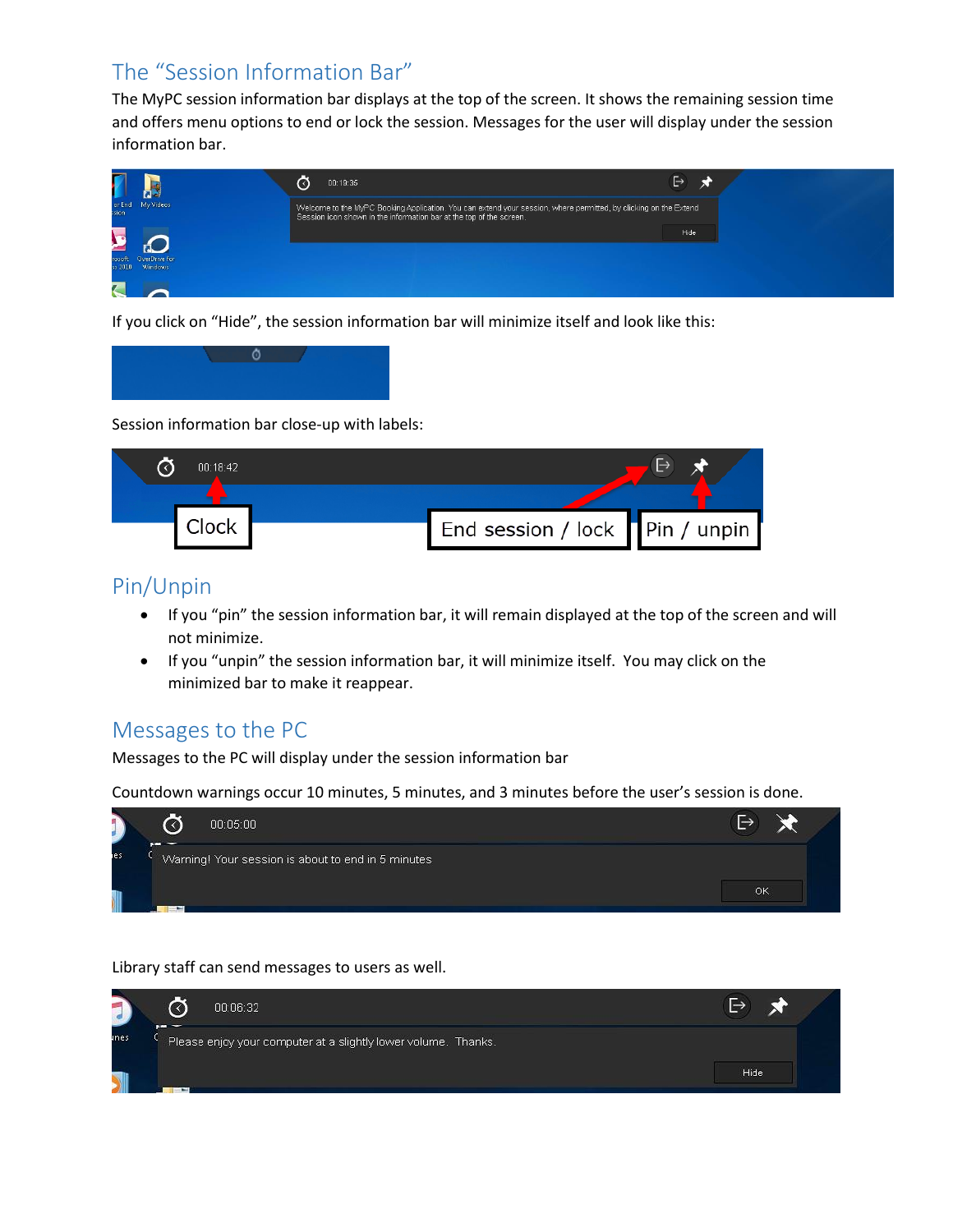## The "Session Information Bar"

The MyPC session information bar displays at the top of the screen. It shows the remaining session time and offers menu options to end or lock the session. Messages for the user will display under the session information bar.

If you click on "Hide", the session information bar will minimize itself and look like this:

Session information bar close-up with labels:

## Pin/Unpin

- If you "pin" the session information bar, it will remain displayed at the top of the screen and will not minimize.
- If you "unpin" the session information bar, it will minimize itself. You may click on the minimized bar to make it reappear.

## Messages to the PC

Messages to the PC will display under the session information bar

Countdown warnings occur 10 minutes, 5 minutes, and 3 minutes before the user's session is done.

Library staff can send messages to users as well.